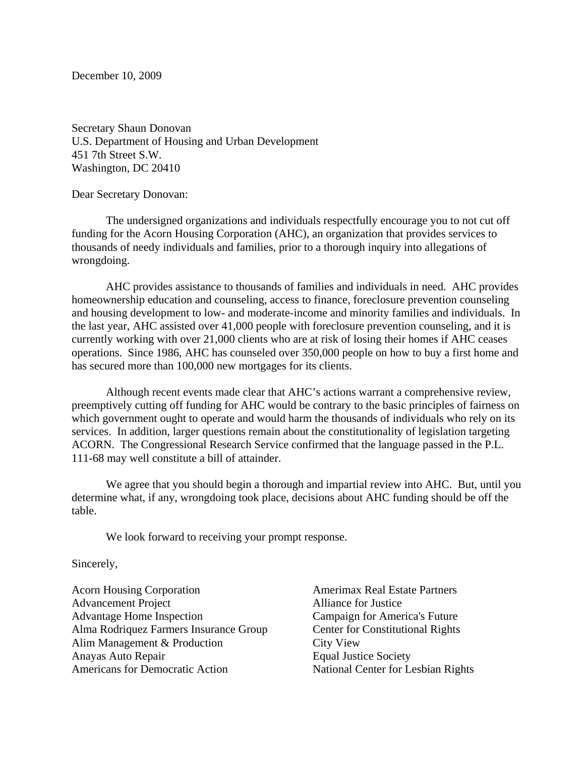December 10, 2009

Secretary Shaun Donovan
U.S. Department of Housing and Urban Development
451 7th Street S.W.
Washington, DC 20410

Dear Secretary Donovan:

The undersigned organizations and individuals respectfully encourage you to not cut off funding for the Acorn Housing Corporation (AHC), an organization that provides services to thousands of needy individuals and families, prior to a thorough inquiry into allegations of wrongdoing.

AHC provides assistance to thousands of families and individuals in need. AHC provides homeownership education and counseling, access to finance, foreclosure prevention counseling and housing development to low- and moderate-income and minority families and individuals. In the last year, AHC assisted over 41,000 people with foreclosure prevention counseling, and it is currently working with over 21,000 clients who are at risk of losing their homes if AHC ceases operations. Since 1986, AHC has counseled over 350,000 people on how to buy a first home and has secured more than 100,000 new mortgages for its clients.

Although recent events made clear that AHC's actions warrant a comprehensive review, preemptively cutting off funding for AHC would be contrary to the basic principles of fairness on which government ought to operate and would harm the thousands of individuals who rely on its services. In addition, larger questions remain about the constitutionality of legislation targeting ACORN. The Congressional Research Service confirmed that the language passed in the P.L. 111-68 may well constitute a bill of attainder.

We agree that you should begin a thorough and impartial review into AHC. But, until you determine what, if any, wrongdoing took place, decisions about AHC funding should be off the table.

We look forward to receiving your prompt response.

Sincerely,

Acorn Housing Corporation
Advancement Project
Advantage Home Inspection
Alma Rodriquez Farmers Insurance Group
Alim Management & Production
Anayas Auto Repair
Americans for Democratic Action
Amerimax Real Estate Partners
Alliance for Justice
Campaign for America's Future
Center for Constitutional Rights
City View
Equal Justice Society
National Center for Lesbian Rights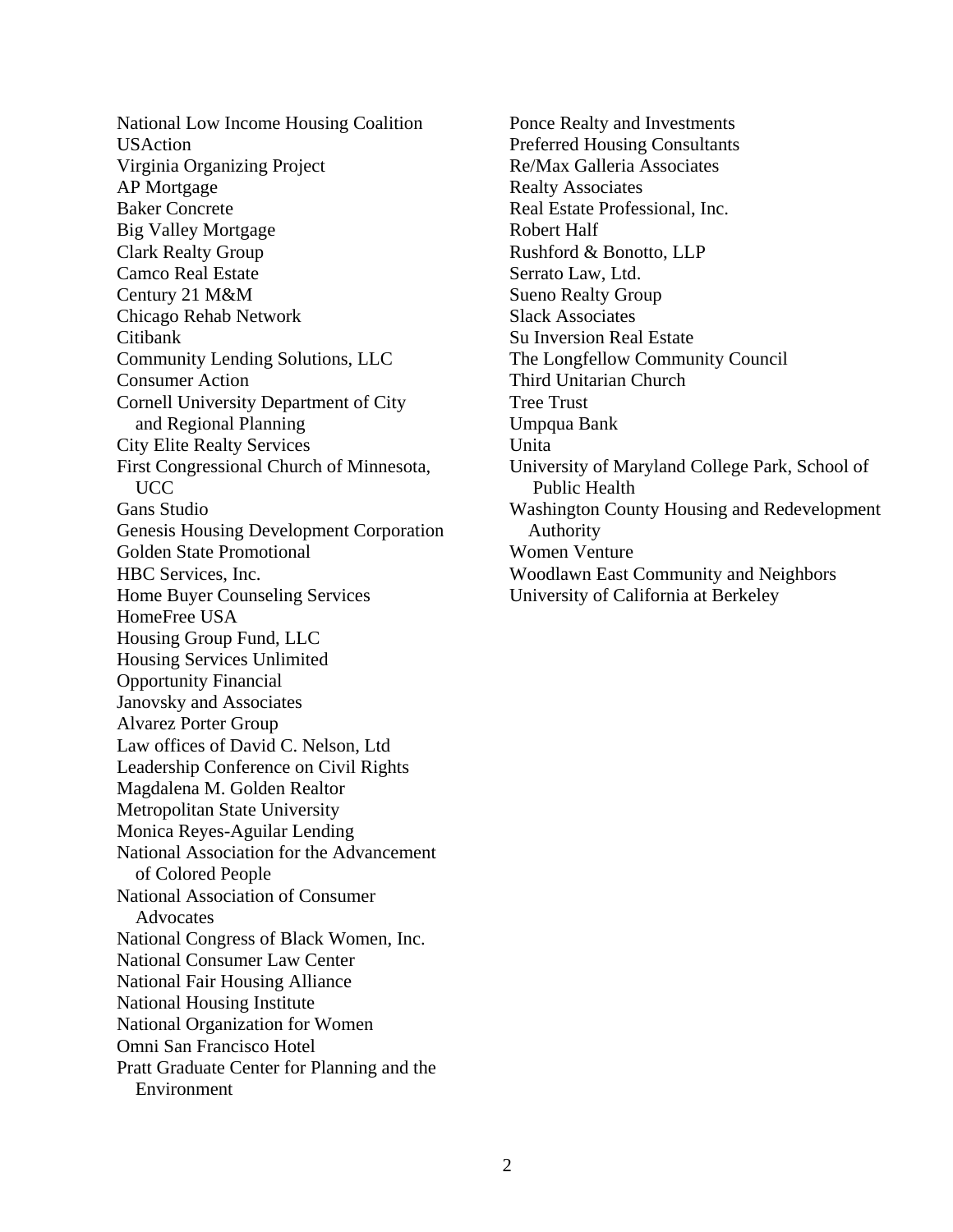National Low Income Housing Coalition
USAction
Virginia Organizing Project
AP Mortgage
Baker Concrete
Big Valley Mortgage
Clark Realty Group
Camco Real Estate
Century 21 M&M
Chicago Rehab Network
Citibank
Community Lending Solutions, LLC
Consumer Action
Cornell University Department of City and Regional Planning
City Elite Realty Services
First Congressional Church of Minnesota, UCC
Gans Studio
Genesis Housing Development Corporation
Golden State Promotional
HBC Services, Inc.
Home Buyer Counseling Services
HomeFree USA
Housing Group Fund, LLC
Housing Services Unlimited
Opportunity Financial
Janovsky and Associates
Alvarez Porter Group
Law offices of David C. Nelson, Ltd
Leadership Conference on Civil Rights
Magdalena M. Golden Realtor
Metropolitan State University
Monica Reyes-Aguilar Lending
National Association for the Advancement of Colored People
National Association of Consumer Advocates
National Congress of Black Women, Inc.
National Consumer Law Center
National Fair Housing Alliance
National Housing Institute
National Organization for Women
Omni San Francisco Hotel
Pratt Graduate Center for Planning and the Environment
Ponce Realty and Investments
Preferred Housing Consultants
Re/Max Galleria Associates
Realty Associates
Real Estate Professional, Inc.
Robert Half
Rushford & Bonotto, LLP
Serrato Law, Ltd.
Sueno Realty Group
Slack Associates
Su Inversion Real Estate
The Longfellow Community Council
Third Unitarian Church
Tree Trust
Umpqua Bank
Unita
University of Maryland College Park, School of Public Health
Washington County Housing and Redevelopment Authority
Women Venture
Woodlawn East Community and Neighbors
University of California at Berkeley